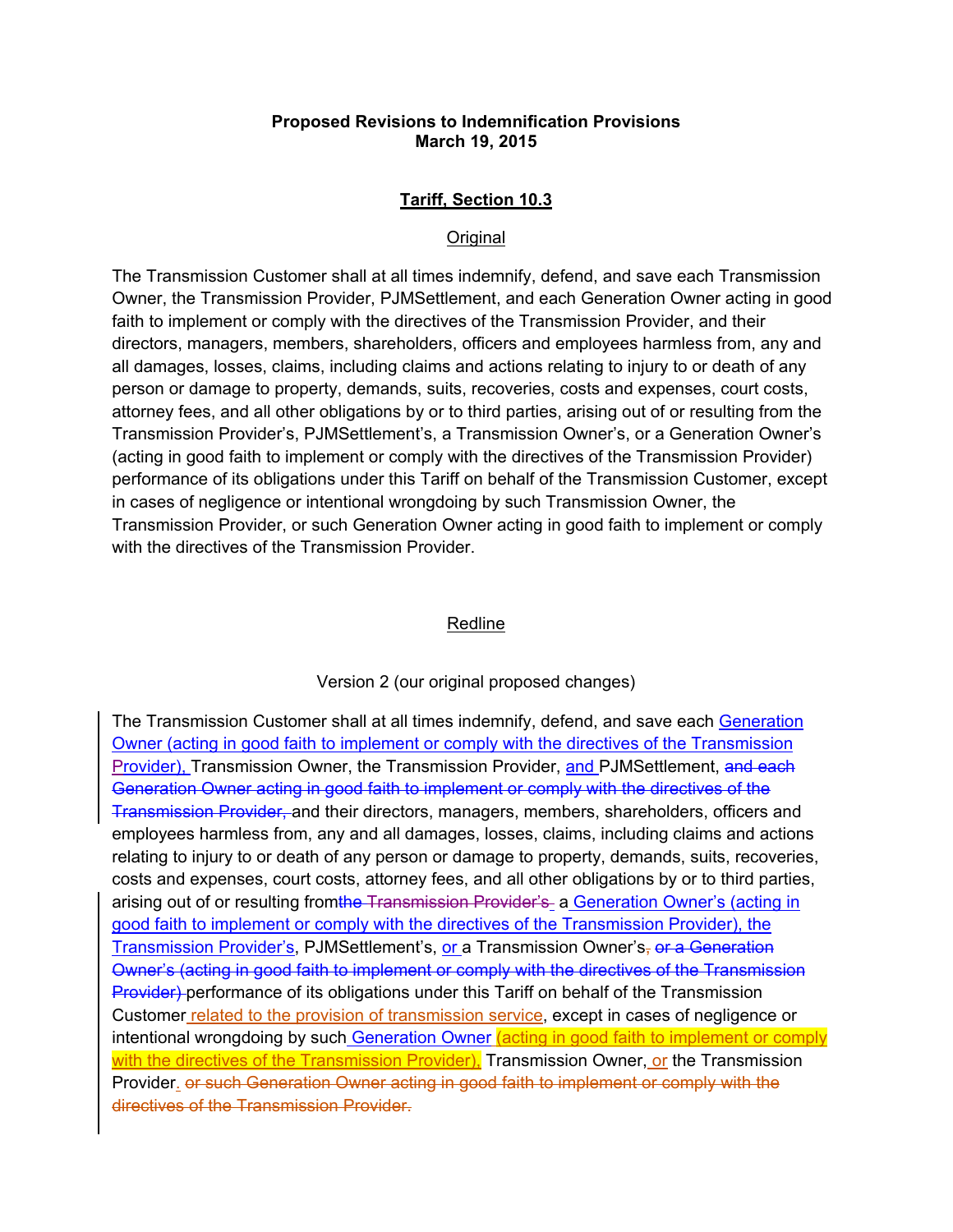**Proposed Revisions to Indemnification Provisions**
**March 19, 2015**

**<u>Tariff, Section 10.3</u>**

<u>Original</u>

The Transmission Customer shall at all times indemnify, defend, and save each Transmission Owner, the Transmission Provider, PJMSettlement, and each Generation Owner acting in good faith to implement or comply with the directives of the Transmission Provider, and their directors, managers, members, shareholders, officers and employees harmless from, any and all damages, losses, claims, including claims and actions relating to injury to or death of any person or damage to property, demands, suits, recoveries, costs and expenses, court costs, attorney fees, and all other obligations by or to third parties, arising out of or resulting from the Transmission Provider's, PJMSettlement's, a Transmission Owner's, or a Generation Owner's (acting in good faith to implement or comply with the directives of the Transmission Provider) performance of its obligations under this Tariff on behalf of the Transmission Customer, except in cases of negligence or intentional wrongdoing by such Transmission Owner, the Transmission Provider, or such Generation Owner acting in good faith to implement or comply with the directives of the Transmission Provider.

<u>Redline</u>

Version 2 (our original proposed changes)

The Transmission Customer shall at all times indemnify, defend, and save each <u>Generation Owner (acting in good faith to implement or comply with the directives of the Transmission Provider),</u> Transmission Owner, the Transmission Provider, <u>and</u> PJMSettlement, ~~and each Generation Owner acting in good faith to implement or comply with the directives of the Transmission Provider,~~ and their directors, managers, members, shareholders, officers and employees harmless from, any and all damages, losses, claims, including claims and actions relating to injury to or death of any person or damage to property, demands, suits, recoveries, costs and expenses, court costs, attorney fees, and all other obligations by or to third parties, arising out of or resulting from ~~the Transmission Provider's~~ a <u>Generation Owner's (acting in good faith to implement or comply with the directives of the Transmission Provider), the Transmission Provider's</u>, PJMSettlement's, <u>or</u> a Transmission Owner's~~, or a Generation Owner's (acting in good faith to implement or comply with the directives of the Transmission Provider)~~ performance of its obligations under this Tariff on behalf of the Transmission Customer <u>related to the provision of transmission service</u>, except in cases of negligence or intentional wrongdoing by such <u>Generation Owner</u> <u>(acting in good faith to implement or comply with the directives of the Transmission Provider),</u> Transmission Owner, <u>or</u> the Transmission Provider<u>.</u> ~~or such Generation Owner acting in good faith to implement or comply with the directives of the Transmission Provider.~~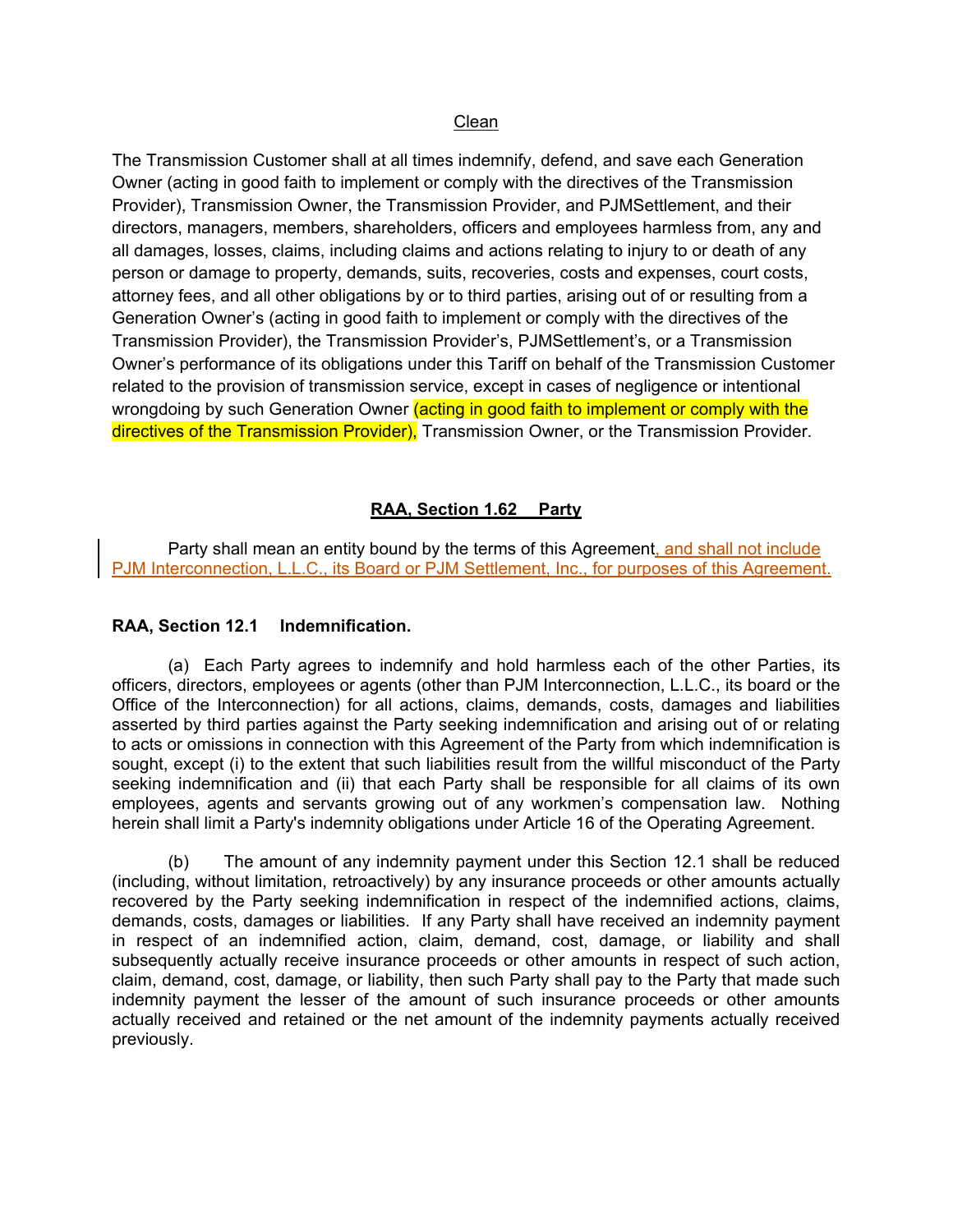Clean

The Transmission Customer shall at all times indemnify, defend, and save each Generation Owner (acting in good faith to implement or comply with the directives of the Transmission Provider), Transmission Owner, the Transmission Provider, and PJMSettlement, and their directors, managers, members, shareholders, officers and employees harmless from, any and all damages, losses, claims, including claims and actions relating to injury to or death of any person or damage to property, demands, suits, recoveries, costs and expenses, court costs, attorney fees, and all other obligations by or to third parties, arising out of or resulting from a Generation Owner's (acting in good faith to implement or comply with the directives of the Transmission Provider), the Transmission Provider's, PJMSettlement's, or a Transmission Owner's performance of its obligations under this Tariff on behalf of the Transmission Customer related to the provision of transmission service, except in cases of negligence or intentional wrongdoing by such Generation Owner (acting in good faith to implement or comply with the directives of the Transmission Provider), Transmission Owner, or the Transmission Provider.

## RAA, Section 1.62 Party

Party shall mean an entity bound by the terms of this Agreement, and shall not include PJM Interconnection, L.L.C., its Board or PJM Settlement, Inc., for purposes of this Agreement.

**RAA, Section 12.1 Indemnification.**

(a) Each Party agrees to indemnify and hold harmless each of the other Parties, its officers, directors, employees or agents (other than PJM Interconnection, L.L.C., its board or the Office of the Interconnection) for all actions, claims, demands, costs, damages and liabilities asserted by third parties against the Party seeking indemnification and arising out of or relating to acts or omissions in connection with this Agreement of the Party from which indemnification is sought, except (i) to the extent that such liabilities result from the willful misconduct of the Party seeking indemnification and (ii) that each Party shall be responsible for all claims of its own employees, agents and servants growing out of any workmen's compensation law. Nothing herein shall limit a Party's indemnity obligations under Article 16 of the Operating Agreement.

(b) The amount of any indemnity payment under this Section 12.1 shall be reduced (including, without limitation, retroactively) by any insurance proceeds or other amounts actually recovered by the Party seeking indemnification in respect of the indemnified actions, claims, demands, costs, damages or liabilities. If any Party shall have received an indemnity payment in respect of an indemnified action, claim, demand, cost, damage, or liability and shall subsequently actually receive insurance proceeds or other amounts in respect of such action, claim, demand, cost, damage, or liability, then such Party shall pay to the Party that made such indemnity payment the lesser of the amount of such insurance proceeds or other amounts actually received and retained or the net amount of the indemnity payments actually received previously.